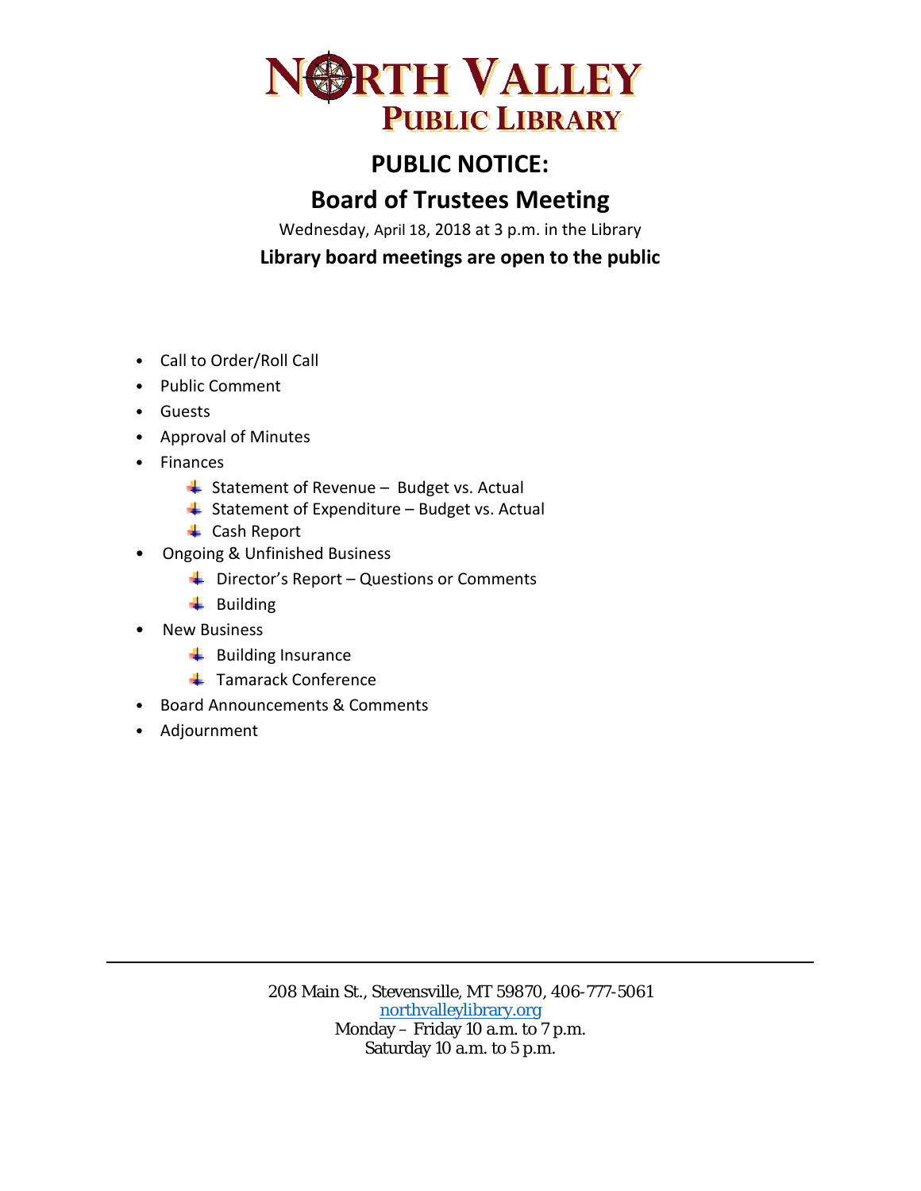# NORTH VALLEY PUBLIC LIBRARY

## PUBLIC NOTICE:

## Board of Trustees Meeting

Wednesday, April 18, 2018 at 3 p.m. in the Library

**Library board meetings are open to the public**

- Call to Order/Roll Call
- Public Comment
- Guests
- Approval of Minutes
- Finances
  - Statement of Revenue – Budget vs. Actual
  - Statement of Expenditure – Budget vs. Actual
  - Cash Report
- Ongoing & Unfinished Business
  - Director's Report – Questions or Comments
  - Building
- New Business
  - Building Insurance
  - Tamarack Conference
- Board Announcements & Comments
- Adjournment

---

208 Main St., Stevensville, MT 59870, 406-777-5061
northvalleylibrary.org
Monday – Friday 10 a.m. to 7 p.m.
Saturday 10 a.m. to 5 p.m.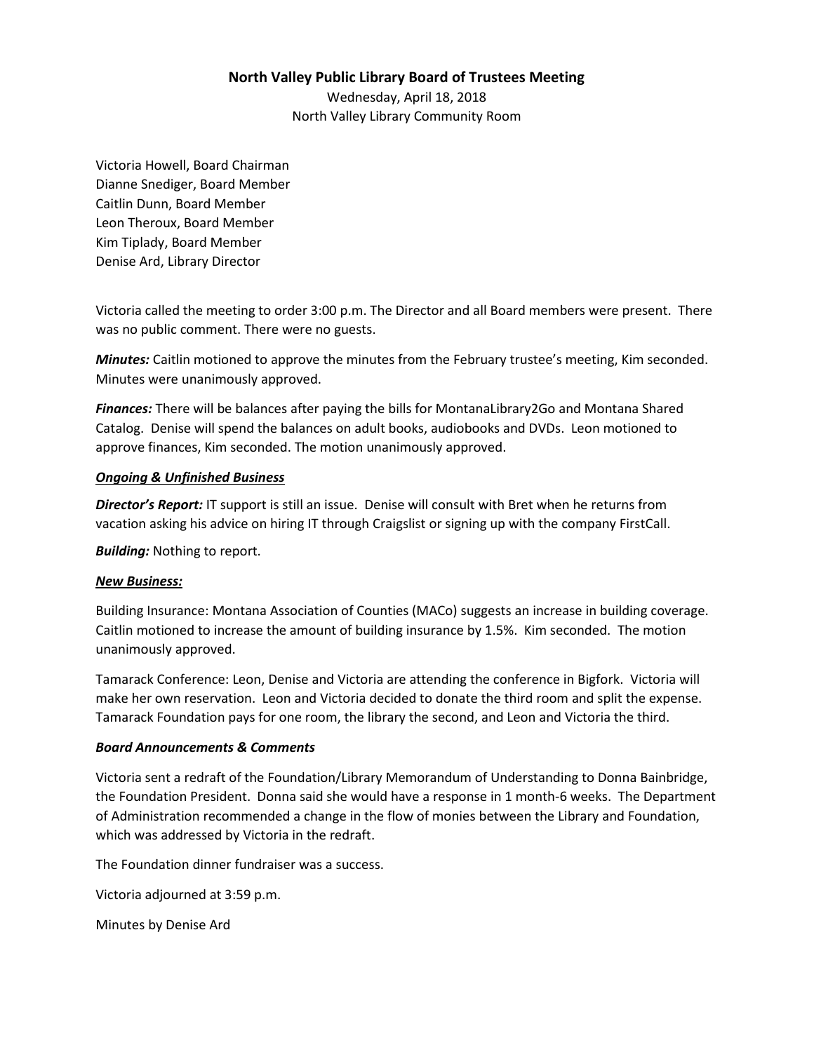**North Valley Public Library Board of Trustees Meeting**

Wednesday, April 18, 2018
North Valley Library Community Room

Victoria Howell, Board Chairman
Dianne Snediger, Board Member
Caitlin Dunn, Board Member
Leon Theroux, Board Member
Kim Tiplady, Board Member
Denise Ard, Library Director

Victoria called the meeting to order 3:00 p.m. The Director and all Board members were present. There was no public comment. There were no guests.

***Minutes:*** Caitlin motioned to approve the minutes from the February trustee's meeting, Kim seconded. Minutes were unanimously approved.

***Finances:*** There will be balances after paying the bills for MontanaLibrary2Go and Montana Shared Catalog. Denise will spend the balances on adult books, audiobooks and DVDs. Leon motioned to approve finances, Kim seconded. The motion unanimously approved.

***Ongoing & Unfinished Business***

***Director's Report:*** IT support is still an issue. Denise will consult with Bret when he returns from vacation asking his advice on hiring IT through Craigslist or signing up with the company FirstCall.

***Building:*** Nothing to report.

***New Business:***

Building Insurance: Montana Association of Counties (MACo) suggests an increase in building coverage. Caitlin motioned to increase the amount of building insurance by 1.5%. Kim seconded. The motion unanimously approved.

Tamarack Conference: Leon, Denise and Victoria are attending the conference in Bigfork. Victoria will make her own reservation. Leon and Victoria decided to donate the third room and split the expense. Tamarack Foundation pays for one room, the library the second, and Leon and Victoria the third.

***Board Announcements & Comments***

Victoria sent a redraft of the Foundation/Library Memorandum of Understanding to Donna Bainbridge, the Foundation President. Donna said she would have a response in 1 month-6 weeks. The Department of Administration recommended a change in the flow of monies between the Library and Foundation, which was addressed by Victoria in the redraft.

The Foundation dinner fundraiser was a success.

Victoria adjourned at 3:59 p.m.

Minutes by Denise Ard